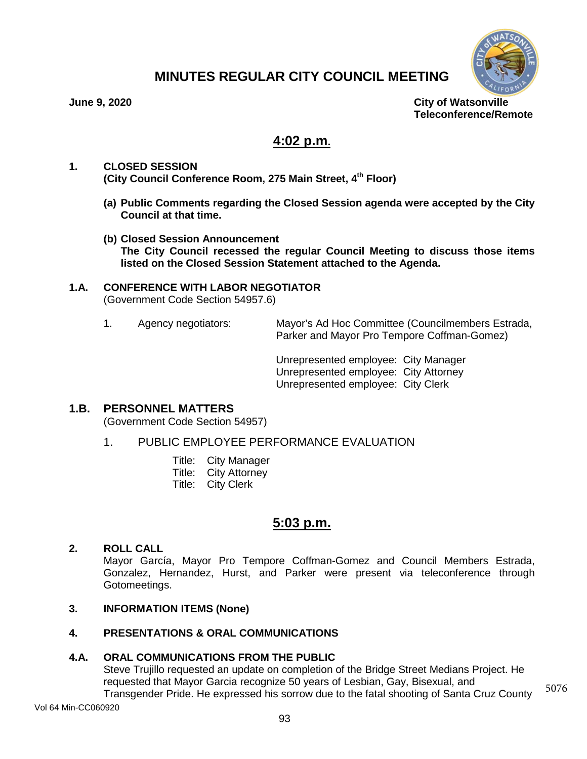# MINUTES REGULAR CITY COUNCIL MEETING

**June 9, 2020** **City of Watsonville**
**Teleconference/Remote**

## 4:02 p.m.

**1. CLOSED SESSION**
**(City Council Conference Room, 275 Main Street, 4th Floor)**

**(a) Public Comments regarding the Closed Session agenda were accepted by the City Council at that time.**

**(b) Closed Session Announcement**
**The City Council recessed the regular Council Meeting to discuss those items listed on the Closed Session Statement attached to the Agenda.**

**1.A. CONFERENCE WITH LABOR NEGOTIATOR**
(Government Code Section 54957.6)

1. Agency negotiators: Mayor's Ad Hoc Committee (Councilmembers Estrada, Parker and Mayor Pro Tempore Coffman-Gomez)

   Unrepresented employee: City Manager
   Unrepresented employee: City Attorney
   Unrepresented employee: City Clerk

**1.B. PERSONNEL MATTERS**
(Government Code Section 54957)

1. PUBLIC EMPLOYEE PERFORMANCE EVALUATION

   Title: City Manager
   Title: City Attorney
   Title: City Clerk

## 5:03 p.m.

**2. ROLL CALL**
Mayor García, Mayor Pro Tempore Coffman-Gomez and Council Members Estrada, Gonzalez, Hernandez, Hurst, and Parker were present via teleconference through Gotomeetings.

**3. INFORMATION ITEMS (None)**

**4. PRESENTATIONS & ORAL COMMUNICATIONS**

**4.A. ORAL COMMUNICATIONS FROM THE PUBLIC**
Steve Trujillo requested an update on completion of the Bridge Street Medians Project. He requested that Mayor Garcia recognize 50 years of Lesbian, Gay, Bisexual, and Transgender Pride. He expressed his sorrow due to the fatal shooting of Santa Cruz County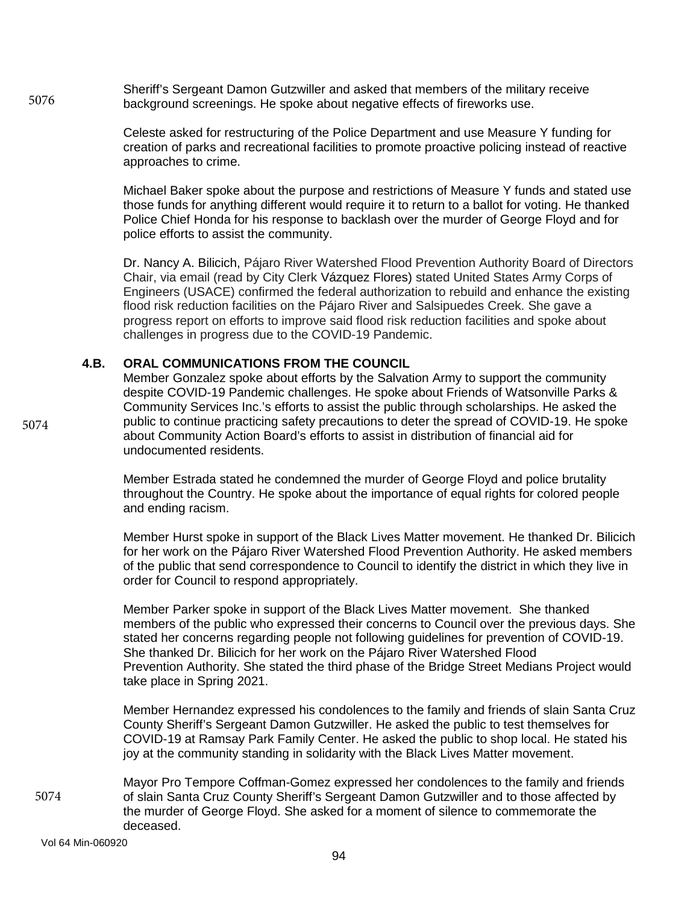Sheriff's Sergeant Damon Gutzwiller and asked that members of the military receive background screenings. He spoke about negative effects of fireworks use.

Celeste asked for restructuring of the Police Department and use Measure Y funding for creation of parks and recreational facilities to promote proactive policing instead of reactive approaches to crime.

Michael Baker spoke about the purpose and restrictions of Measure Y funds and stated use those funds for anything different would require it to return to a ballot for voting. He thanked Police Chief Honda for his response to backlash over the murder of George Floyd and for police efforts to assist the community.

Dr. Nancy A. Bilicich, Pájaro River Watershed Flood Prevention Authority Board of Directors Chair, via email (read by City Clerk Vázquez Flores) stated United States Army Corps of Engineers (USACE) confirmed the federal authorization to rebuild and enhance the existing flood risk reduction facilities on the Pájaro River and Salsipuedes Creek. She gave a progress report on efforts to improve said flood risk reduction facilities and spoke about challenges in progress due to the COVID-19 Pandemic.

### 4.B. ORAL COMMUNICATIONS FROM THE COUNCIL

Member Gonzalez spoke about efforts by the Salvation Army to support the community despite COVID-19 Pandemic challenges. He spoke about Friends of Watsonville Parks & Community Services Inc.'s efforts to assist the public through scholarships. He asked the public to continue practicing safety precautions to deter the spread of COVID-19. He spoke about Community Action Board's efforts to assist in distribution of financial aid for undocumented residents.

Member Estrada stated he condemned the murder of George Floyd and police brutality throughout the Country. He spoke about the importance of equal rights for colored people and ending racism.

Member Hurst spoke in support of the Black Lives Matter movement. He thanked Dr. Bilicich for her work on the Pájaro River Watershed Flood Prevention Authority. He asked members of the public that send correspondence to Council to identify the district in which they live in order for Council to respond appropriately.

Member Parker spoke in support of the Black Lives Matter movement. She thanked members of the public who expressed their concerns to Council over the previous days. She stated her concerns regarding people not following guidelines for prevention of COVID-19. She thanked Dr. Bilicich for her work on the Pájaro River Watershed Flood Prevention Authority. She stated the third phase of the Bridge Street Medians Project would take place in Spring 2021.

Member Hernandez expressed his condolences to the family and friends of slain Santa Cruz County Sheriff's Sergeant Damon Gutzwiller. He asked the public to test themselves for COVID-19 at Ramsay Park Family Center. He asked the public to shop local. He stated his joy at the community standing in solidarity with the Black Lives Matter movement.

Mayor Pro Tempore Coffman-Gomez expressed her condolences to the family and friends of slain Santa Cruz County Sheriff's Sergeant Damon Gutzwiller and to those affected by the murder of George Floyd. She asked for a moment of silence to commemorate the deceased.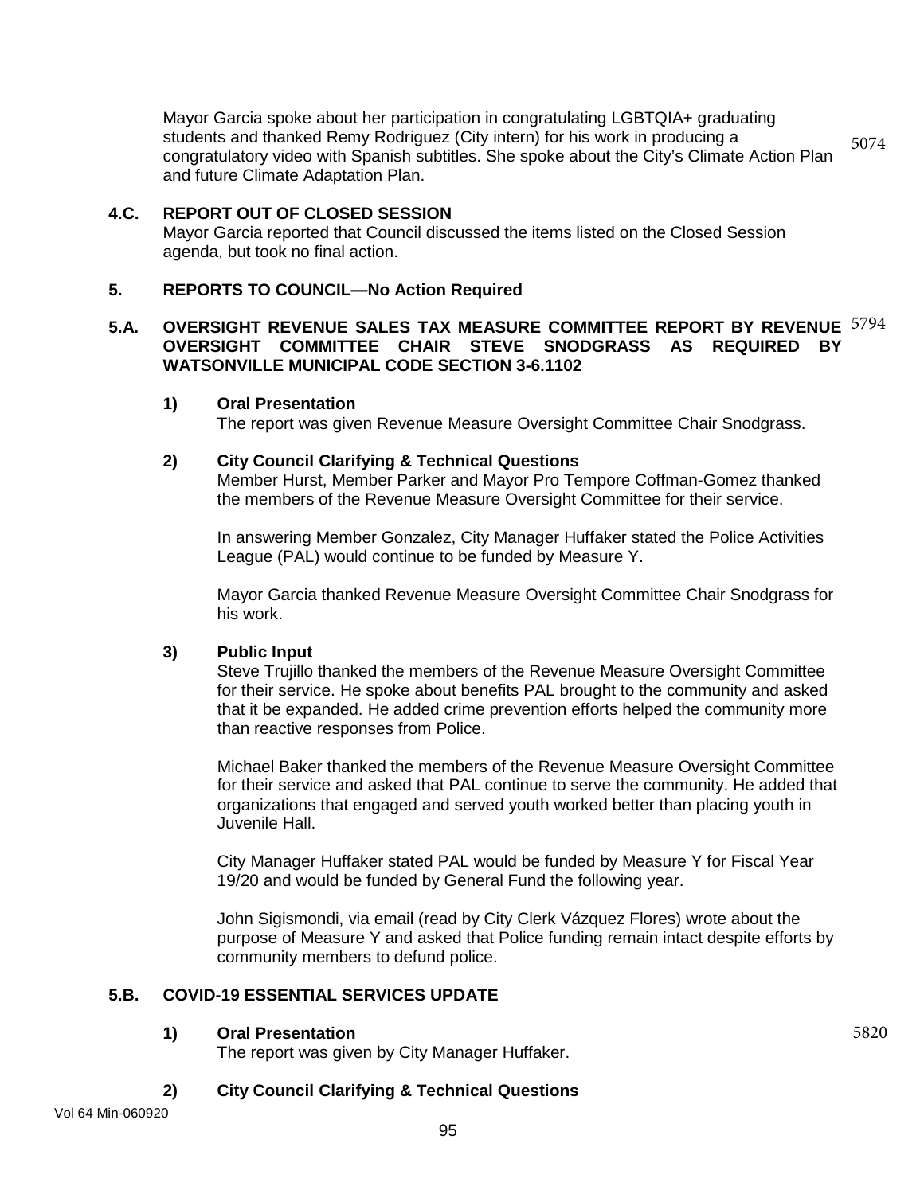Mayor Garcia spoke about her participation in congratulating LGBTQIA+ graduating students and thanked Remy Rodriguez (City intern) for his work in producing a congratulatory video with Spanish subtitles. She spoke about the City's Climate Action Plan and future Climate Adaptation Plan. 5074

**4.C. REPORT OUT OF CLOSED SESSION**

Mayor Garcia reported that Council discussed the items listed on the Closed Session agenda, but took no final action.

**5. REPORTS TO COUNCIL—No Action Required**

**5.A. OVERSIGHT REVENUE SALES TAX MEASURE COMMITTEE REPORT BY REVENUE OVERSIGHT COMMITTEE CHAIR STEVE SNODGRASS AS REQUIRED BY WATSONVILLE MUNICIPAL CODE SECTION 3-6.1102** 5794

**1) Oral Presentation**

The report was given Revenue Measure Oversight Committee Chair Snodgrass.

**2) City Council Clarifying & Technical Questions**

Member Hurst, Member Parker and Mayor Pro Tempore Coffman-Gomez thanked the members of the Revenue Measure Oversight Committee for their service.

In answering Member Gonzalez, City Manager Huffaker stated the Police Activities League (PAL) would continue to be funded by Measure Y.

Mayor Garcia thanked Revenue Measure Oversight Committee Chair Snodgrass for his work.

**3) Public Input**

Steve Trujillo thanked the members of the Revenue Measure Oversight Committee for their service. He spoke about benefits PAL brought to the community and asked that it be expanded. He added crime prevention efforts helped the community more than reactive responses from Police.

Michael Baker thanked the members of the Revenue Measure Oversight Committee for their service and asked that PAL continue to serve the community. He added that organizations that engaged and served youth worked better than placing youth in Juvenile Hall.

City Manager Huffaker stated PAL would be funded by Measure Y for Fiscal Year 19/20 and would be funded by General Fund the following year.

John Sigismondi, via email (read by City Clerk Vázquez Flores) wrote about the purpose of Measure Y and asked that Police funding remain intact despite efforts by community members to defund police.

**5.B. COVID-19 ESSENTIAL SERVICES UPDATE**

**1) Oral Presentation** 5820

The report was given by City Manager Huffaker.

**2) City Council Clarifying & Technical Questions**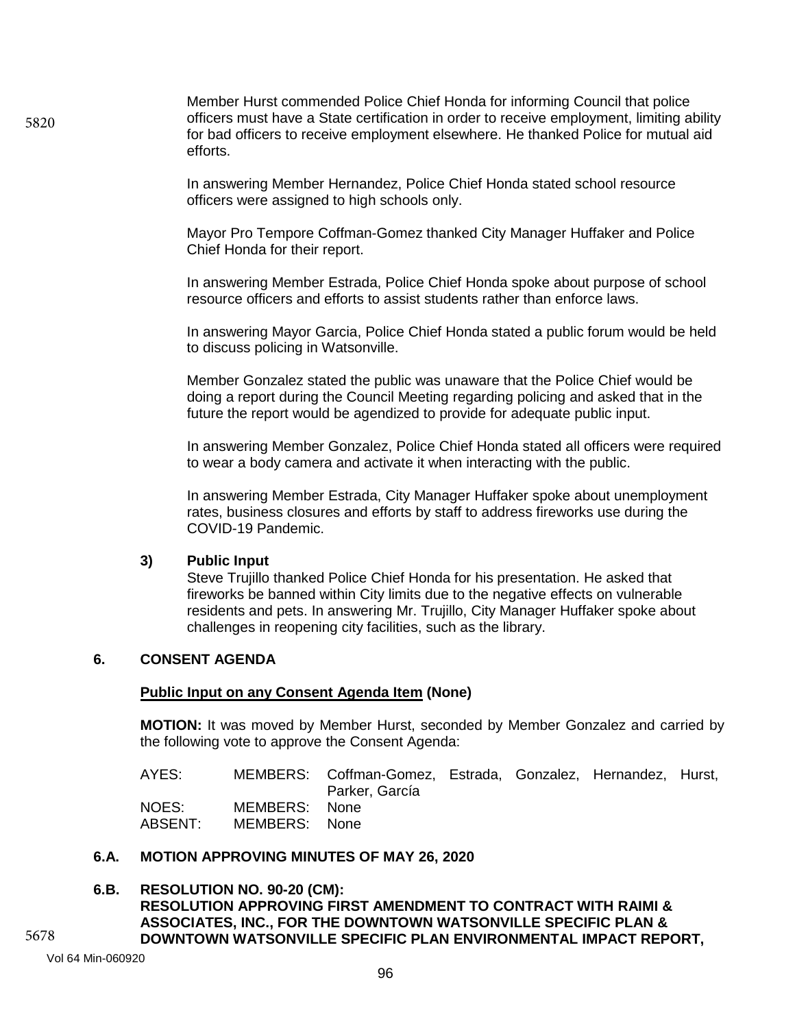Member Hurst commended Police Chief Honda for informing Council that police officers must have a State certification in order to receive employment, limiting ability for bad officers to receive employment elsewhere. He thanked Police for mutual aid efforts.

In answering Member Hernandez, Police Chief Honda stated school resource officers were assigned to high schools only.

Mayor Pro Tempore Coffman-Gomez thanked City Manager Huffaker and Police Chief Honda for their report.

In answering Member Estrada, Police Chief Honda spoke about purpose of school resource officers and efforts to assist students rather than enforce laws.

In answering Mayor Garcia, Police Chief Honda stated a public forum would be held to discuss policing in Watsonville.

Member Gonzalez stated the public was unaware that the Police Chief would be doing a report during the Council Meeting regarding policing and asked that in the future the report would be agendized to provide for adequate public input.

In answering Member Gonzalez, Police Chief Honda stated all officers were required to wear a body camera and activate it when interacting with the public.

In answering Member Estrada, City Manager Huffaker spoke about unemployment rates, business closures and efforts by staff to address fireworks use during the COVID-19 Pandemic.

**3) Public Input**

Steve Trujillo thanked Police Chief Honda for his presentation. He asked that fireworks be banned within City limits due to the negative effects on vulnerable residents and pets. In answering Mr. Trujillo, City Manager Huffaker spoke about challenges in reopening city facilities, such as the library.

## 6. CONSENT AGENDA

**Public Input on any Consent Agenda Item (None)**

**MOTION:** It was moved by Member Hurst, seconded by Member Gonzalez and carried by the following vote to approve the Consent Agenda:

| | | |
|---|---|---|
| AYES: | MEMBERS: | Coffman-Gomez, Estrada, Gonzalez, Hernandez, Hurst, Parker, García |
| NOES: | MEMBERS: | None |
| ABSENT: | MEMBERS: | None |

## 6.A. MOTION APPROVING MINUTES OF MAY 26, 2020

## 6.B. RESOLUTION NO. 90-20 (CM): RESOLUTION APPROVING FIRST AMENDMENT TO CONTRACT WITH RAIMI & ASSOCIATES, INC., FOR THE DOWNTOWN WATSONVILLE SPECIFIC PLAN & DOWNTOWN WATSONVILLE SPECIFIC PLAN ENVIRONMENTAL IMPACT REPORT,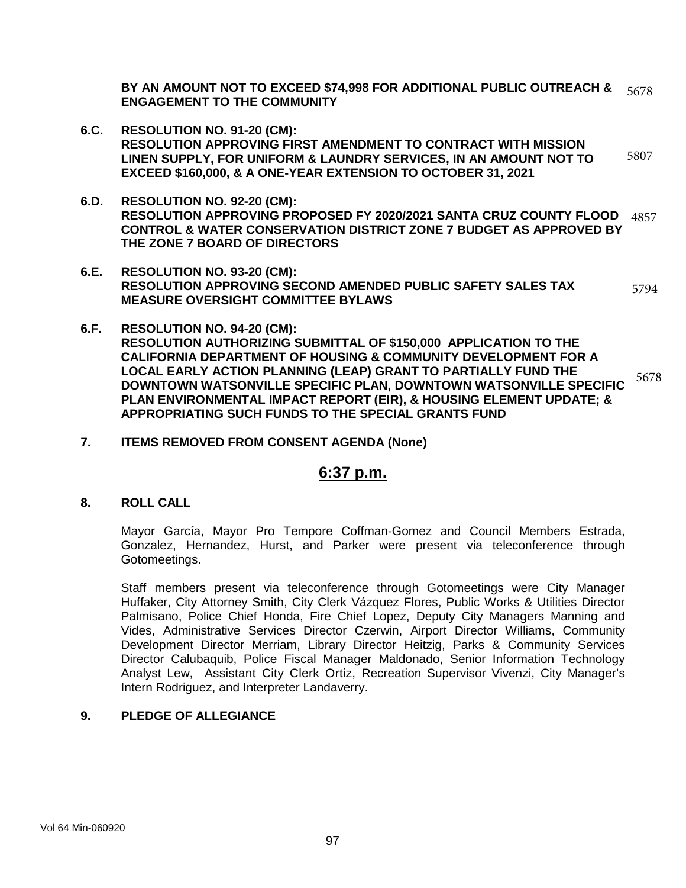**BY AN AMOUNT NOT TO EXCEED $74,998 FOR ADDITIONAL PUBLIC OUTREACH & ENGAGEMENT TO THE COMMUNITY** 5678

**6.C. RESOLUTION NO. 91-20 (CM):**
**RESOLUTION APPROVING FIRST AMENDMENT TO CONTRACT WITH MISSION LINEN SUPPLY, FOR UNIFORM & LAUNDRY SERVICES, IN AN AMOUNT NOT TO EXCEED $160,000, & A ONE-YEAR EXTENSION TO OCTOBER 31, 2021** 5807

**6.D. RESOLUTION NO. 92-20 (CM):**
**RESOLUTION APPROVING PROPOSED FY 2020/2021 SANTA CRUZ COUNTY FLOOD CONTROL & WATER CONSERVATION DISTRICT ZONE 7 BUDGET AS APPROVED BY THE ZONE 7 BOARD OF DIRECTORS** 4857

**6.E. RESOLUTION NO. 93-20 (CM):**
**RESOLUTION APPROVING SECOND AMENDED PUBLIC SAFETY SALES TAX MEASURE OVERSIGHT COMMITTEE BYLAWS** 5794

**6.F. RESOLUTION NO. 94-20 (CM):**
**RESOLUTION AUTHORIZING SUBMITTAL OF $150,000 APPLICATION TO THE CALIFORNIA DEPARTMENT OF HOUSING & COMMUNITY DEVELOPMENT FOR A LOCAL EARLY ACTION PLANNING (LEAP) GRANT TO PARTIALLY FUND THE DOWNTOWN WATSONVILLE SPECIFIC PLAN, DOWNTOWN WATSONVILLE SPECIFIC PLAN ENVIRONMENTAL IMPACT REPORT (EIR), & HOUSING ELEMENT UPDATE; & APPROPRIATING SUCH FUNDS TO THE SPECIAL GRANTS FUND** 5678

**7. ITEMS REMOVED FROM CONSENT AGENDA (None)**

## 6:37 p.m.

**8. ROLL CALL**

Mayor García, Mayor Pro Tempore Coffman-Gomez and Council Members Estrada, Gonzalez, Hernandez, Hurst, and Parker were present via teleconference through Gotomeetings.

Staff members present via teleconference through Gotomeetings were City Manager Huffaker, City Attorney Smith, City Clerk Vázquez Flores, Public Works & Utilities Director Palmisano, Police Chief Honda, Fire Chief Lopez, Deputy City Managers Manning and Vides, Administrative Services Director Czerwin, Airport Director Williams, Community Development Director Merriam, Library Director Heitzig, Parks & Community Services Director Calubaquib, Police Fiscal Manager Maldonado, Senior Information Technology Analyst Lew, Assistant City Clerk Ortiz, Recreation Supervisor Vivenzi, City Manager's Intern Rodriguez, and Interpreter Landaverry.

**9. PLEDGE OF ALLEGIANCE**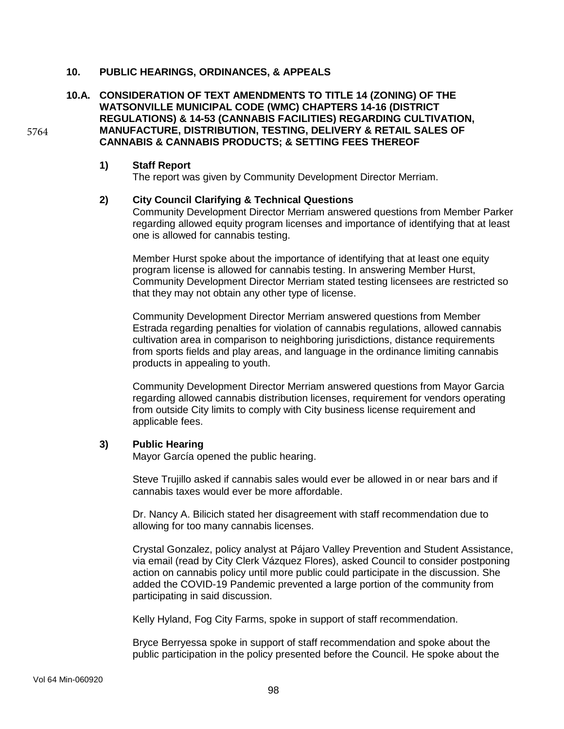## 10. PUBLIC HEARINGS, ORDINANCES, & APPEALS

### 10.A. CONSIDERATION OF TEXT AMENDMENTS TO TITLE 14 (ZONING) OF THE WATSONVILLE MUNICIPAL CODE (WMC) CHAPTERS 14-16 (DISTRICT REGULATIONS) & 14-53 (CANNABIS FACILITIES) REGARDING CULTIVATION, MANUFACTURE, DISTRIBUTION, TESTING, DELIVERY & RETAIL SALES OF CANNABIS & CANNABIS PRODUCTS; & SETTING FEES THEREOF

5764

**1) Staff Report**

The report was given by Community Development Director Merriam.

**2) City Council Clarifying & Technical Questions**

Community Development Director Merriam answered questions from Member Parker regarding allowed equity program licenses and importance of identifying that at least one is allowed for cannabis testing.

Member Hurst spoke about the importance of identifying that at least one equity program license is allowed for cannabis testing. In answering Member Hurst, Community Development Director Merriam stated testing licensees are restricted so that they may not obtain any other type of license.

Community Development Director Merriam answered questions from Member Estrada regarding penalties for violation of cannabis regulations, allowed cannabis cultivation area in comparison to neighboring jurisdictions, distance requirements from sports fields and play areas, and language in the ordinance limiting cannabis products in appealing to youth.

Community Development Director Merriam answered questions from Mayor Garcia regarding allowed cannabis distribution licenses, requirement for vendors operating from outside City limits to comply with City business license requirement and applicable fees.

**3) Public Hearing**

Mayor García opened the public hearing.

Steve Trujillo asked if cannabis sales would ever be allowed in or near bars and if cannabis taxes would ever be more affordable.

Dr. Nancy A. Bilicich stated her disagreement with staff recommendation due to allowing for too many cannabis licenses.

Crystal Gonzalez, policy analyst at Pájaro Valley Prevention and Student Assistance, via email (read by City Clerk Vázquez Flores), asked Council to consider postponing action on cannabis policy until more public could participate in the discussion. She added the COVID-19 Pandemic prevented a large portion of the community from participating in said discussion.

Kelly Hyland, Fog City Farms, spoke in support of staff recommendation.

Bryce Berryessa spoke in support of staff recommendation and spoke about the public participation in the policy presented before the Council. He spoke about the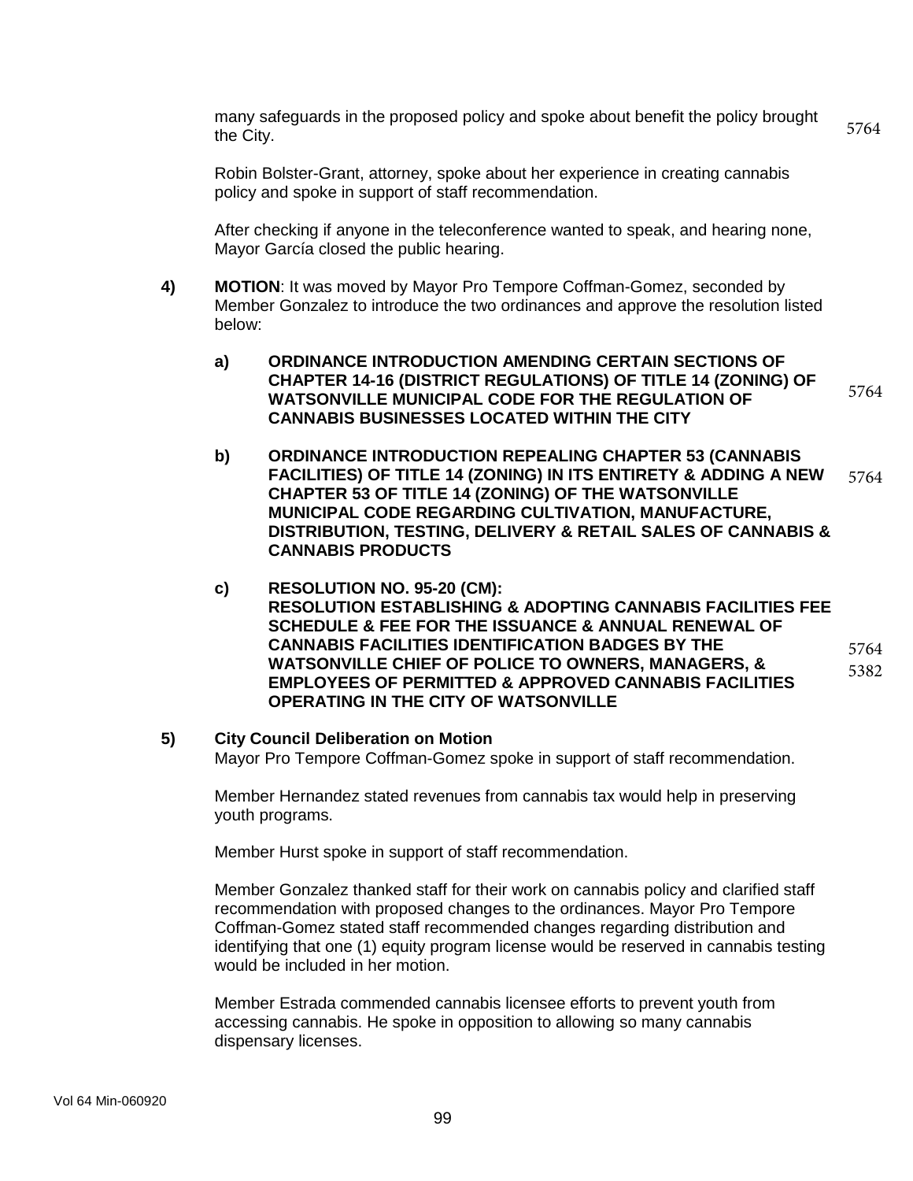many safeguards in the proposed policy and spoke about benefit the policy brought the City. 5764

Robin Bolster-Grant, attorney, spoke about her experience in creating cannabis policy and spoke in support of staff recommendation.

After checking if anyone in the teleconference wanted to speak, and hearing none, Mayor García closed the public hearing.

**4)** **MOTION**: It was moved by Mayor Pro Tempore Coffman-Gomez, seconded by Member Gonzalez to introduce the two ordinances and approve the resolution listed below:

**a)** **ORDINANCE INTRODUCTION AMENDING CERTAIN SECTIONS OF CHAPTER 14-16 (DISTRICT REGULATIONS) OF TITLE 14 (ZONING) OF WATSONVILLE MUNICIPAL CODE FOR THE REGULATION OF CANNABIS BUSINESSES LOCATED WITHIN THE CITY** 5764

**b)** **ORDINANCE INTRODUCTION REPEALING CHAPTER 53 (CANNABIS FACILITIES) OF TITLE 14 (ZONING) IN ITS ENTIRETY & ADDING A NEW CHAPTER 53 OF TITLE 14 (ZONING) OF THE WATSONVILLE MUNICIPAL CODE REGARDING CULTIVATION, MANUFACTURE, DISTRIBUTION, TESTING, DELIVERY & RETAIL SALES OF CANNABIS & CANNABIS PRODUCTS** 5764

**c)** **RESOLUTION NO. 95-20 (CM): RESOLUTION ESTABLISHING & ADOPTING CANNABIS FACILITIES FEE SCHEDULE & FEE FOR THE ISSUANCE & ANNUAL RENEWAL OF CANNABIS FACILITIES IDENTIFICATION BADGES BY THE WATSONVILLE CHIEF OF POLICE TO OWNERS, MANAGERS, & EMPLOYEES OF PERMITTED & APPROVED CANNABIS FACILITIES OPERATING IN THE CITY OF WATSONVILLE** 5764 5382

**5)** **City Council Deliberation on Motion**

Mayor Pro Tempore Coffman-Gomez spoke in support of staff recommendation.

Member Hernandez stated revenues from cannabis tax would help in preserving youth programs.

Member Hurst spoke in support of staff recommendation.

Member Gonzalez thanked staff for their work on cannabis policy and clarified staff recommendation with proposed changes to the ordinances. Mayor Pro Tempore Coffman-Gomez stated staff recommended changes regarding distribution and identifying that one (1) equity program license would be reserved in cannabis testing would be included in her motion.

Member Estrada commended cannabis licensee efforts to prevent youth from accessing cannabis. He spoke in opposition to allowing so many cannabis dispensary licenses.

Vol 64 Min-060920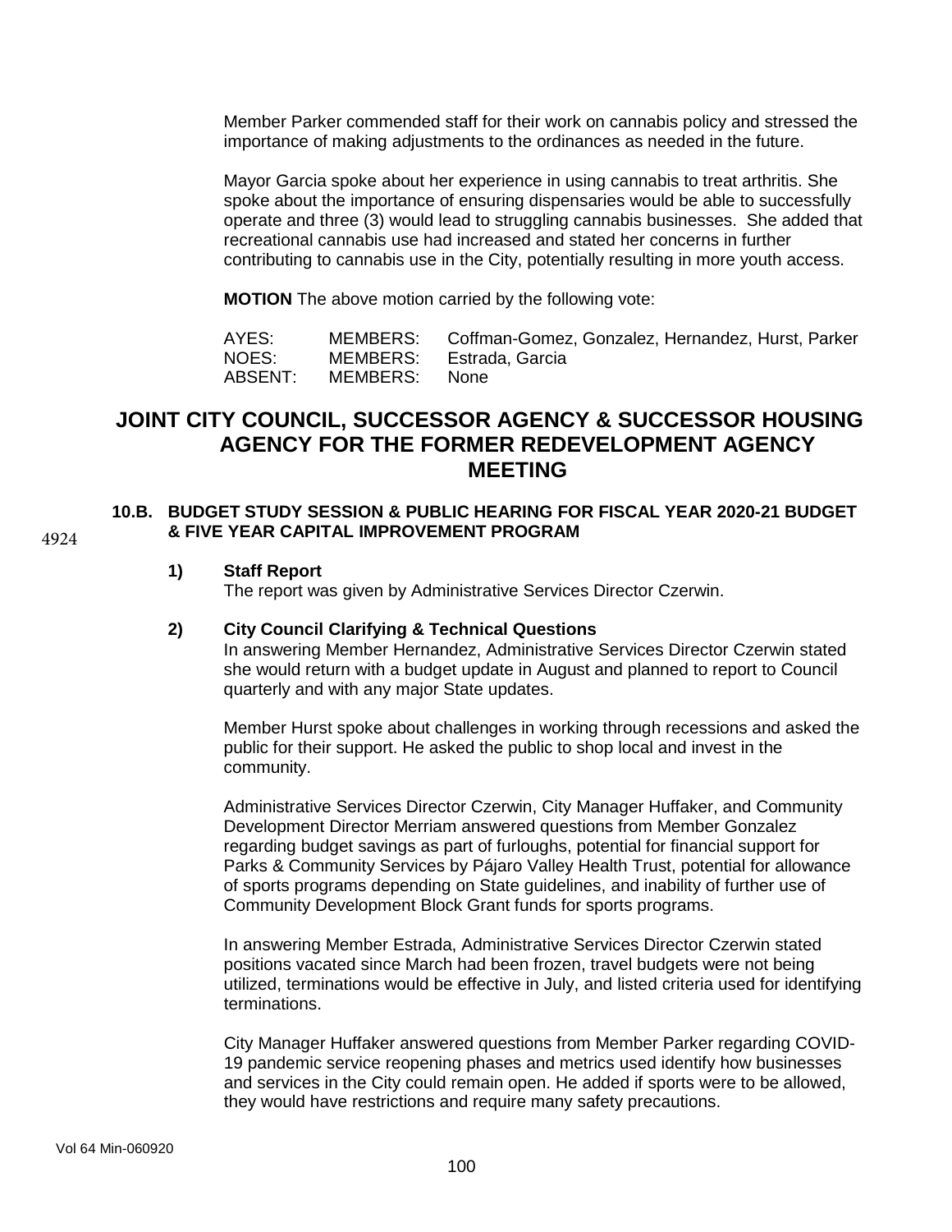Member Parker commended staff for their work on cannabis policy and stressed the importance of making adjustments to the ordinances as needed in the future.

Mayor Garcia spoke about her experience in using cannabis to treat arthritis. She spoke about the importance of ensuring dispensaries would be able to successfully operate and three (3) would lead to struggling cannabis businesses. She added that recreational cannabis use had increased and stated her concerns in further contributing to cannabis use in the City, potentially resulting in more youth access.

**MOTION** The above motion carried by the following vote:

| | | |
|---|---|---|
| AYES: | MEMBERS: | Coffman-Gomez, Gonzalez, Hernandez, Hurst, Parker |
| NOES: | MEMBERS: | Estrada, Garcia |
| ABSENT: | MEMBERS: | None |

## JOINT CITY COUNCIL, SUCCESSOR AGENCY & SUCCESSOR HOUSING AGENCY FOR THE FORMER REDEVELOPMENT AGENCY MEETING

4924

### 10.B. BUDGET STUDY SESSION & PUBLIC HEARING FOR FISCAL YEAR 2020-21 BUDGET & FIVE YEAR CAPITAL IMPROVEMENT PROGRAM

**1) Staff Report**

The report was given by Administrative Services Director Czerwin.

**2) City Council Clarifying & Technical Questions**

In answering Member Hernandez, Administrative Services Director Czerwin stated she would return with a budget update in August and planned to report to Council quarterly and with any major State updates.

Member Hurst spoke about challenges in working through recessions and asked the public for their support. He asked the public to shop local and invest in the community.

Administrative Services Director Czerwin, City Manager Huffaker, and Community Development Director Merriam answered questions from Member Gonzalez regarding budget savings as part of furloughs, potential for financial support for Parks & Community Services by Pájaro Valley Health Trust, potential for allowance of sports programs depending on State guidelines, and inability of further use of Community Development Block Grant funds for sports programs.

In answering Member Estrada, Administrative Services Director Czerwin stated positions vacated since March had been frozen, travel budgets were not being utilized, terminations would be effective in July, and listed criteria used for identifying terminations.

City Manager Huffaker answered questions from Member Parker regarding COVID-19 pandemic service reopening phases and metrics used identify how businesses and services in the City could remain open. He added if sports were to be allowed, they would have restrictions and require many safety precautions.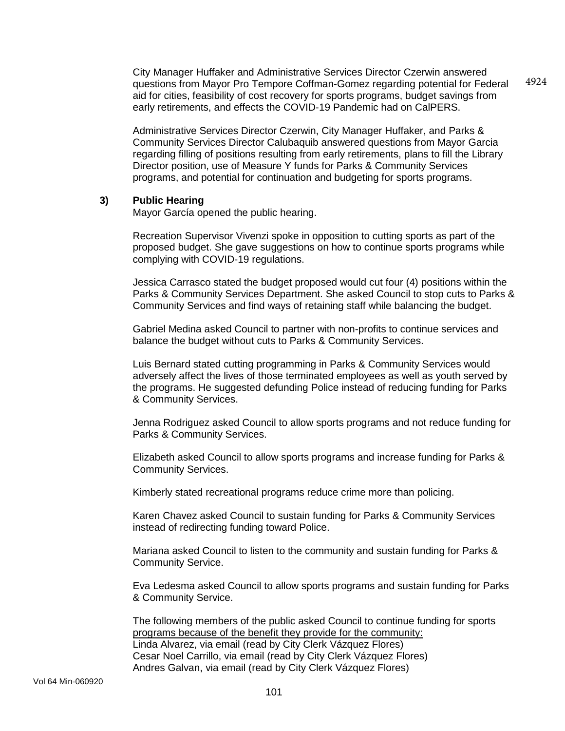City Manager Huffaker and Administrative Services Director Czerwin answered questions from Mayor Pro Tempore Coffman-Gomez regarding potential for Federal aid for cities, feasibility of cost recovery for sports programs, budget savings from early retirements, and effects the COVID-19 Pandemic had on CalPERS.

Administrative Services Director Czerwin, City Manager Huffaker, and Parks & Community Services Director Calubaquib answered questions from Mayor Garcia regarding filling of positions resulting from early retirements, plans to fill the Library Director position, use of Measure Y funds for Parks & Community Services programs, and potential for continuation and budgeting for sports programs.

**3) Public Hearing**

Mayor García opened the public hearing.

Recreation Supervisor Vivenzi spoke in opposition to cutting sports as part of the proposed budget. She gave suggestions on how to continue sports programs while complying with COVID-19 regulations.

Jessica Carrasco stated the budget proposed would cut four (4) positions within the Parks & Community Services Department. She asked Council to stop cuts to Parks & Community Services and find ways of retaining staff while balancing the budget.

Gabriel Medina asked Council to partner with non-profits to continue services and balance the budget without cuts to Parks & Community Services.

Luis Bernard stated cutting programming in Parks & Community Services would adversely affect the lives of those terminated employees as well as youth served by the programs. He suggested defunding Police instead of reducing funding for Parks & Community Services.

Jenna Rodriguez asked Council to allow sports programs and not reduce funding for Parks & Community Services.

Elizabeth asked Council to allow sports programs and increase funding for Parks & Community Services.

Kimberly stated recreational programs reduce crime more than policing.

Karen Chavez asked Council to sustain funding for Parks & Community Services instead of redirecting funding toward Police.

Mariana asked Council to listen to the community and sustain funding for Parks & Community Service.

Eva Ledesma asked Council to allow sports programs and sustain funding for Parks & Community Service.

<u>The following members of the public asked Council to continue funding for sports programs because of the benefit they provide for the community:</u>
Linda Alvarez, via email (read by City Clerk Vázquez Flores)
Cesar Noel Carrillo, via email (read by City Clerk Vázquez Flores)
Andres Galvan, via email (read by City Clerk Vázquez Flores)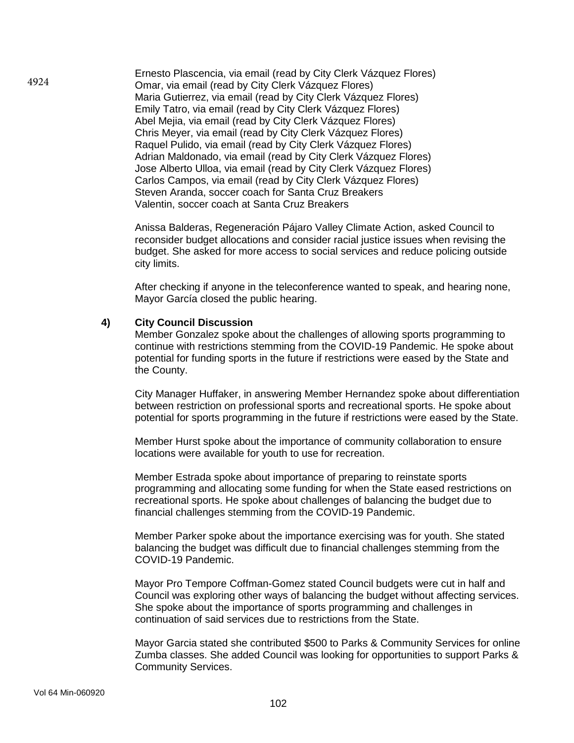Ernesto Plascencia, via email (read by City Clerk Vázquez Flores)
Omar, via email (read by City Clerk Vázquez Flores)
Maria Gutierrez, via email (read by City Clerk Vázquez Flores)
Emily Tatro, via email (read by City Clerk Vázquez Flores)
Abel Mejia, via email (read by City Clerk Vázquez Flores)
Chris Meyer, via email (read by City Clerk Vázquez Flores)
Raquel Pulido, via email (read by City Clerk Vázquez Flores)
Adrian Maldonado, via email (read by City Clerk Vázquez Flores)
Jose Alberto Ulloa, via email (read by City Clerk Vázquez Flores)
Carlos Campos, via email (read by City Clerk Vázquez Flores)
Steven Aranda, soccer coach for Santa Cruz Breakers
Valentin, soccer coach at Santa Cruz Breakers

Anissa Balderas, Regeneración Pájaro Valley Climate Action, asked Council to reconsider budget allocations and consider racial justice issues when revising the budget. She asked for more access to social services and reduce policing outside city limits.

After checking if anyone in the teleconference wanted to speak, and hearing none, Mayor García closed the public hearing.

**4) City Council Discussion**

Member Gonzalez spoke about the challenges of allowing sports programming to continue with restrictions stemming from the COVID-19 Pandemic. He spoke about potential for funding sports in the future if restrictions were eased by the State and the County.

City Manager Huffaker, in answering Member Hernandez spoke about differentiation between restriction on professional sports and recreational sports. He spoke about potential for sports programming in the future if restrictions were eased by the State.

Member Hurst spoke about the importance of community collaboration to ensure locations were available for youth to use for recreation.

Member Estrada spoke about importance of preparing to reinstate sports programming and allocating some funding for when the State eased restrictions on recreational sports. He spoke about challenges of balancing the budget due to financial challenges stemming from the COVID-19 Pandemic.

Member Parker spoke about the importance exercising was for youth. She stated balancing the budget was difficult due to financial challenges stemming from the COVID-19 Pandemic.

Mayor Pro Tempore Coffman-Gomez stated Council budgets were cut in half and Council was exploring other ways of balancing the budget without affecting services. She spoke about the importance of sports programming and challenges in continuation of said services due to restrictions from the State.

Mayor Garcia stated she contributed $500 to Parks & Community Services for online Zumba classes. She added Council was looking for opportunities to support Parks & Community Services.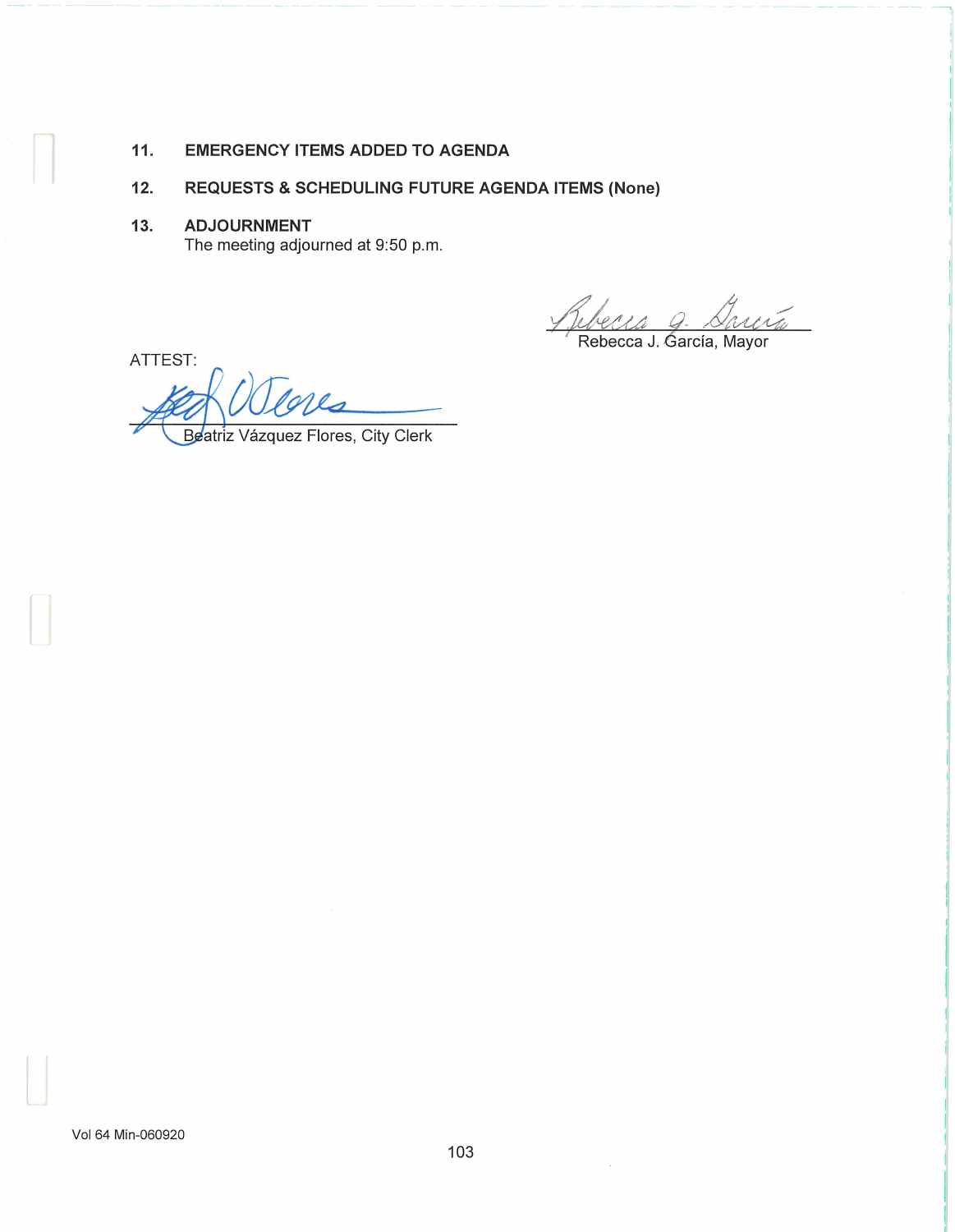## 11. EMERGENCY ITEMS ADDED TO AGENDA

## 12. REQUESTS & SCHEDULING FUTURE AGENDA ITEMS (None)

## 13. ADJOURNMENT

The meeting adjourned at 9:50 p.m.

Rebecca J. García, Mayor

ATTEST:

Beatriz Vázquez Flores, City Clerk

Vol 64 Min-060920